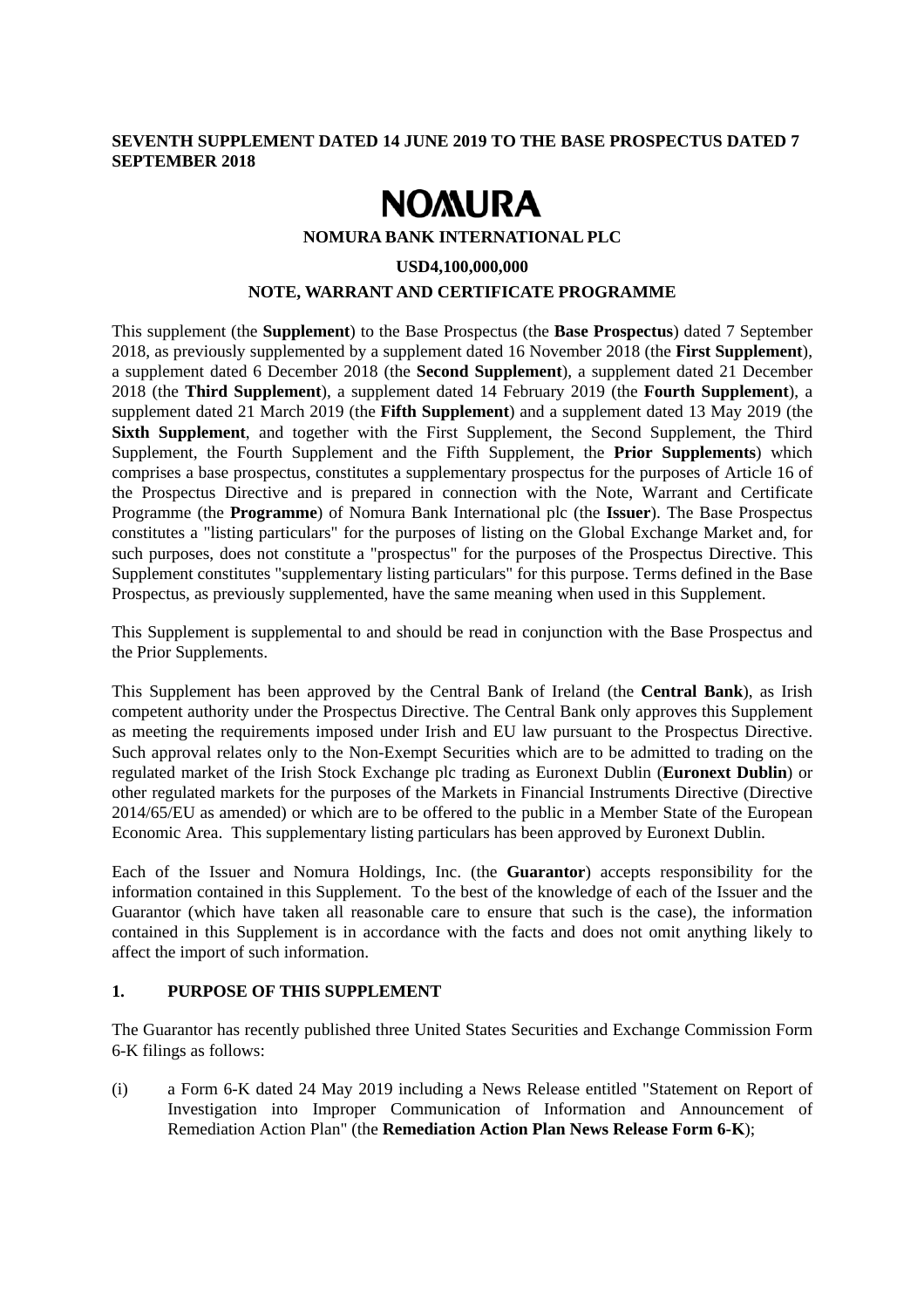**SEVENTH SUPPLEMENT DATED 14 JUNE 2019 TO THE BASE PROSPECTUS DATED 7 SEPTEMBER 2018**

# NOMURA

**NOMURA BANK INTERNATIONAL PLC**

**USD4,100,000,000**

**NOTE, WARRANT AND CERTIFICATE PROGRAMME**

This supplement (the **Supplement**) to the Base Prospectus (the **Base Prospectus**) dated 7 September 2018, as previously supplemented by a supplement dated 16 November 2018 (the **First Supplement**), a supplement dated 6 December 2018 (the **Second Supplement**), a supplement dated 21 December 2018 (the **Third Supplement**), a supplement dated 14 February 2019 (the **Fourth Supplement**), a supplement dated 21 March 2019 (the **Fifth Supplement**) and a supplement dated 13 May 2019 (the **Sixth Supplement**, and together with the First Supplement, the Second Supplement, the Third Supplement, the Fourth Supplement and the Fifth Supplement, the **Prior Supplements**) which comprises a base prospectus, constitutes a supplementary prospectus for the purposes of Article 16 of the Prospectus Directive and is prepared in connection with the Note, Warrant and Certificate Programme (the **Programme**) of Nomura Bank International plc (the **Issuer**). The Base Prospectus constitutes a "listing particulars" for the purposes of listing on the Global Exchange Market and, for such purposes, does not constitute a "prospectus" for the purposes of the Prospectus Directive. This Supplement constitutes "supplementary listing particulars" for this purpose. Terms defined in the Base Prospectus, as previously supplemented, have the same meaning when used in this Supplement.

This Supplement is supplemental to and should be read in conjunction with the Base Prospectus and the Prior Supplements.

This Supplement has been approved by the Central Bank of Ireland (the **Central Bank**), as Irish competent authority under the Prospectus Directive. The Central Bank only approves this Supplement as meeting the requirements imposed under Irish and EU law pursuant to the Prospectus Directive. Such approval relates only to the Non-Exempt Securities which are to be admitted to trading on the regulated market of the Irish Stock Exchange plc trading as Euronext Dublin (**Euronext Dublin**) or other regulated markets for the purposes of the Markets in Financial Instruments Directive (Directive 2014/65/EU as amended) or which are to be offered to the public in a Member State of the European Economic Area. This supplementary listing particulars has been approved by Euronext Dublin.

Each of the Issuer and Nomura Holdings, Inc. (the **Guarantor**) accepts responsibility for the information contained in this Supplement. To the best of the knowledge of each of the Issuer and the Guarantor (which have taken all reasonable care to ensure that such is the case), the information contained in this Supplement is in accordance with the facts and does not omit anything likely to affect the import of such information.

## 1. PURPOSE OF THIS SUPPLEMENT

The Guarantor has recently published three United States Securities and Exchange Commission Form 6-K filings as follows:

(i) a Form 6-K dated 24 May 2019 including a News Release entitled "Statement on Report of Investigation into Improper Communication of Information and Announcement of Remediation Action Plan" (the **Remediation Action Plan News Release Form 6-K**);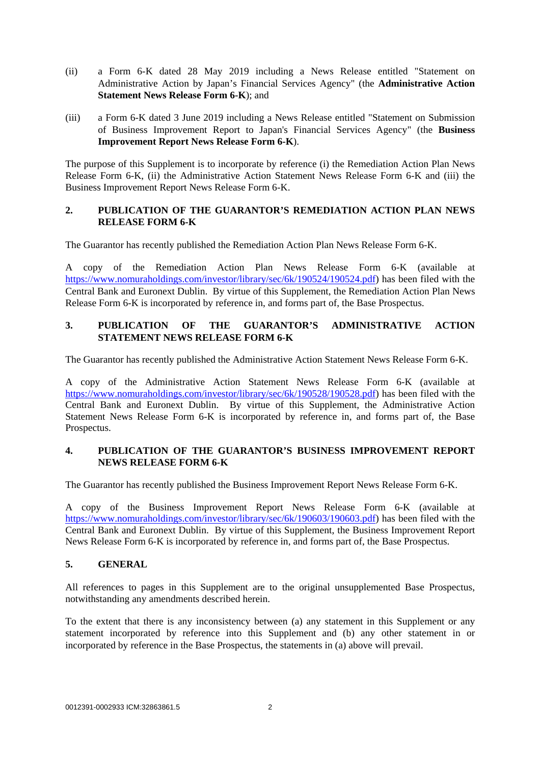(ii) a Form 6-K dated 28 May 2019 including a News Release entitled "Statement on Administrative Action by Japan's Financial Services Agency" (the **Administrative Action Statement News Release Form 6-K**); and

(iii) a Form 6-K dated 3 June 2019 including a News Release entitled "Statement on Submission of Business Improvement Report to Japan's Financial Services Agency" (the **Business Improvement Report News Release Form 6-K**).

The purpose of this Supplement is to incorporate by reference (i) the Remediation Action Plan News Release Form 6-K, (ii) the Administrative Action Statement News Release Form 6-K and (iii) the Business Improvement Report News Release Form 6-K.

## 2. PUBLICATION OF THE GUARANTOR'S REMEDIATION ACTION PLAN NEWS RELEASE FORM 6-K

The Guarantor has recently published the Remediation Action Plan News Release Form 6-K.

A copy of the Remediation Action Plan News Release Form 6-K (available at https://www.nomuraholdings.com/investor/library/sec/6k/190524/190524.pdf) has been filed with the Central Bank and Euronext Dublin. By virtue of this Supplement, the Remediation Action Plan News Release Form 6-K is incorporated by reference in, and forms part of, the Base Prospectus.

## 3. PUBLICATION OF THE GUARANTOR'S ADMINISTRATIVE ACTION STATEMENT NEWS RELEASE FORM 6-K

The Guarantor has recently published the Administrative Action Statement News Release Form 6-K.

A copy of the Administrative Action Statement News Release Form 6-K (available at https://www.nomuraholdings.com/investor/library/sec/6k/190528/190528.pdf) has been filed with the Central Bank and Euronext Dublin. By virtue of this Supplement, the Administrative Action Statement News Release Form 6-K is incorporated by reference in, and forms part of, the Base Prospectus.

## 4. PUBLICATION OF THE GUARANTOR'S BUSINESS IMPROVEMENT REPORT NEWS RELEASE FORM 6-K

The Guarantor has recently published the Business Improvement Report News Release Form 6-K.

A copy of the Business Improvement Report News Release Form 6-K (available at https://www.nomuraholdings.com/investor/library/sec/6k/190603/190603.pdf) has been filed with the Central Bank and Euronext Dublin. By virtue of this Supplement, the Business Improvement Report News Release Form 6-K is incorporated by reference in, and forms part of, the Base Prospectus.

## 5. GENERAL

All references to pages in this Supplement are to the original unsupplemented Base Prospectus, notwithstanding any amendments described herein.

To the extent that there is any inconsistency between (a) any statement in this Supplement or any statement incorporated by reference into this Supplement and (b) any other statement in or incorporated by reference in the Base Prospectus, the statements in (a) above will prevail.

0012391-0002933 ICM:32863861.5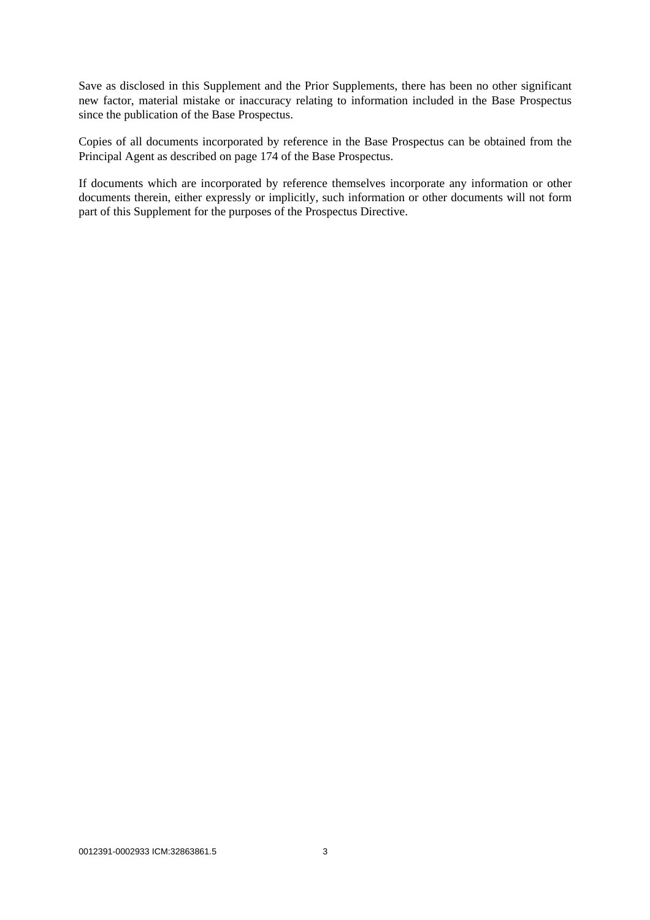Save as disclosed in this Supplement and the Prior Supplements, there has been no other significant new factor, material mistake or inaccuracy relating to information included in the Base Prospectus since the publication of the Base Prospectus.

Copies of all documents incorporated by reference in the Base Prospectus can be obtained from the Principal Agent as described on page 174 of the Base Prospectus.

If documents which are incorporated by reference themselves incorporate any information or other documents therein, either expressly or implicitly, such information or other documents will not form part of this Supplement for the purposes of the Prospectus Directive.